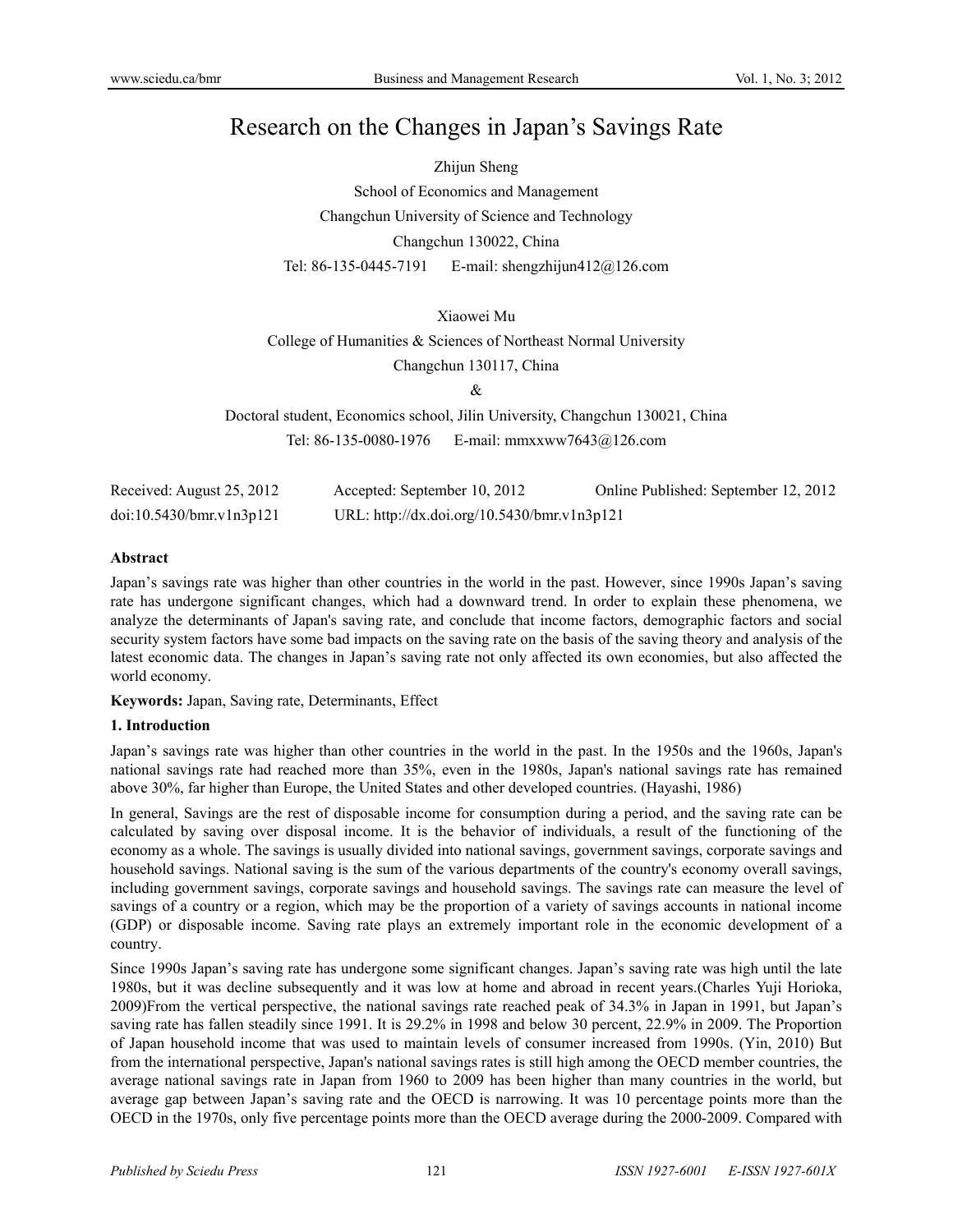# Research on the Changes in Japan's Savings Rate

Zhijun Sheng

School of Economics and Management

Changchun University of Science and Technology

Changchun 130022, China

Tel: 86-135-0445-7191 E-mail: shengzhijun412@126.com

Xiaowei Mu

College of Humanities & Sciences of Northeast Normal University

Changchun 130117, China

&

Doctoral student, Economics school, Jilin University, Changchun 130021, China

Tel: 86-135-0080-1976 E-mail: mmxxww7643@126.com

Received: August 25, 2012 Accepted: September 10, 2012 Online Published: September 12, 2012

doi:10.5430/bmr.v1n3p121 URL: http://dx.doi.org/10.5430/bmr.v1n3p121

**Abstract**

Japan's savings rate was higher than other countries in the world in the past. However, since 1990s Japan's saving rate has undergone significant changes, which had a downward trend. In order to explain these phenomena, we analyze the determinants of Japan's saving rate, and conclude that income factors, demographic factors and social security system factors have some bad impacts on the saving rate on the basis of the saving theory and analysis of the latest economic data. The changes in Japan's saving rate not only affected its own economies, but also affected the world economy.

**Keywords:** Japan, Saving rate, Determinants, Effect

## 1. Introduction

Japan's savings rate was higher than other countries in the world in the past. In the 1950s and the 1960s, Japan's national savings rate had reached more than 35%, even in the 1980s, Japan's national savings rate has remained above 30%, far higher than Europe, the United States and other developed countries. (Hayashi, 1986)

In general, Savings are the rest of disposable income for consumption during a period, and the saving rate can be calculated by saving over disposal income. It is the behavior of individuals, a result of the functioning of the economy as a whole. The savings is usually divided into national savings, government savings, corporate savings and household savings. National saving is the sum of the various departments of the country's economy overall savings, including government savings, corporate savings and household savings. The savings rate can measure the level of savings of a country or a region, which may be the proportion of a variety of savings accounts in national income (GDP) or disposable income. Saving rate plays an extremely important role in the economic development of a country.

Since 1990s Japan's saving rate has undergone some significant changes. Japan's saving rate was high until the late 1980s, but it was decline subsequently and it was low at home and abroad in recent years.(Charles Yuji Horioka, 2009)From the vertical perspective, the national savings rate reached peak of 34.3% in Japan in 1991, but Japan's saving rate has fallen steadily since 1991. It is 29.2% in 1998 and below 30 percent, 22.9% in 2009. The Proportion of Japan household income that was used to maintain levels of consumer increased from 1990s. (Yin, 2010) But from the international perspective, Japan's national savings rates is still high among the OECD member countries, the average national savings rate in Japan from 1960 to 2009 has been higher than many countries in the world, but average gap between Japan's saving rate and the OECD is narrowing. It was 10 percentage points more than the OECD in the 1970s, only five percentage points more than the OECD average during the 2000-2009. Compared with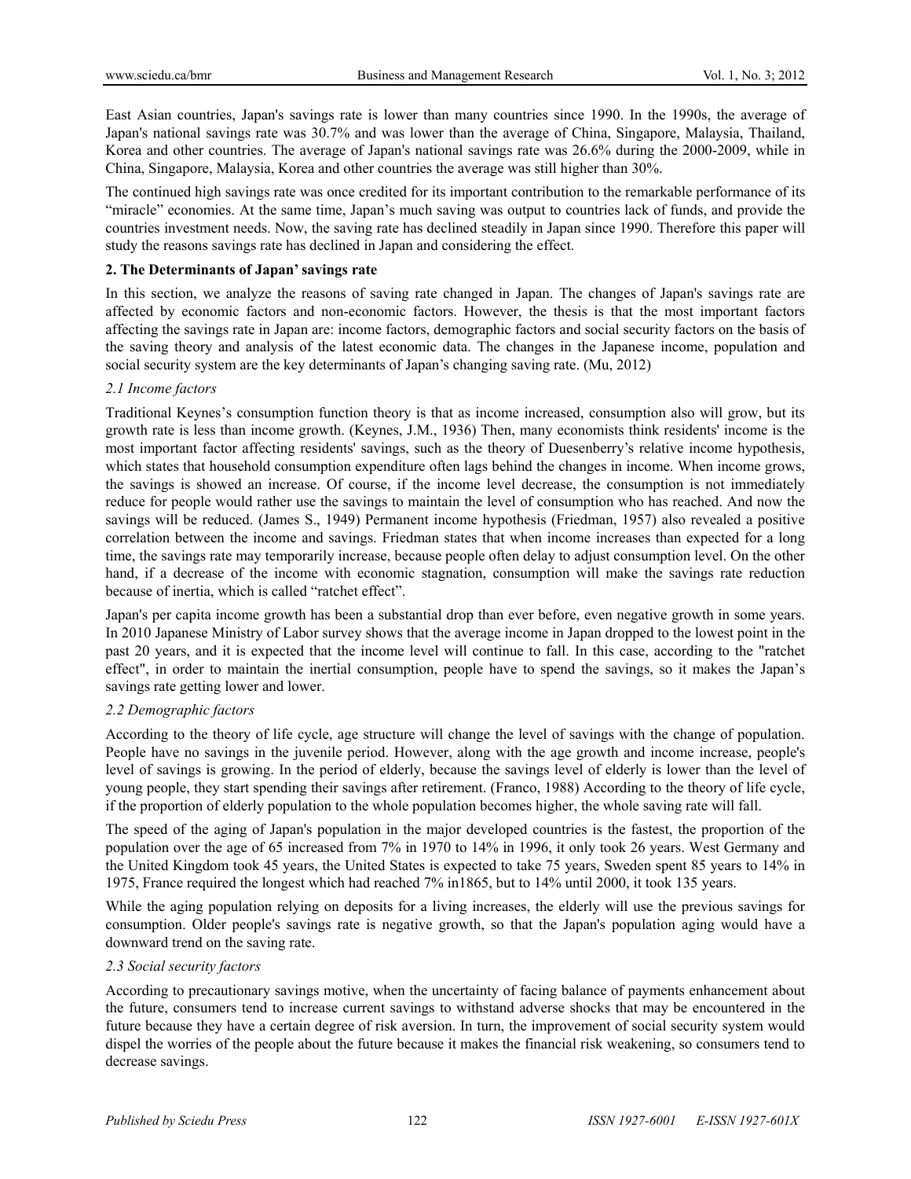East Asian countries, Japan's savings rate is lower than many countries since 1990. In the 1990s, the average of Japan's national savings rate was 30.7% and was lower than the average of China, Singapore, Malaysia, Thailand, Korea and other countries. The average of Japan's national savings rate was 26.6% during the 2000-2009, while in China, Singapore, Malaysia, Korea and other countries the average was still higher than 30%.

The continued high savings rate was once credited for its important contribution to the remarkable performance of its "miracle" economies. At the same time, Japan's much saving was output to countries lack of funds, and provide the countries investment needs. Now, the saving rate has declined steadily in Japan since 1990. Therefore this paper will study the reasons savings rate has declined in Japan and considering the effect.

## 2. The Determinants of Japan' savings rate

In this section, we analyze the reasons of saving rate changed in Japan. The changes of Japan's savings rate are affected by economic factors and non-economic factors. However, the thesis is that the most important factors affecting the savings rate in Japan are: income factors, demographic factors and social security factors on the basis of the saving theory and analysis of the latest economic data. The changes in the Japanese income, population and social security system are the key determinants of Japan's changing saving rate. (Mu, 2012)

### *2.1 Income factors*

Traditional Keynes's consumption function theory is that as income increased, consumption also will grow, but its growth rate is less than income growth. (Keynes, J.M., 1936) Then, many economists think residents' income is the most important factor affecting residents' savings, such as the theory of Duesenberry's relative income hypothesis, which states that household consumption expenditure often lags behind the changes in income. When income grows, the savings is showed an increase. Of course, if the income level decrease, the consumption is not immediately reduce for people would rather use the savings to maintain the level of consumption who has reached. And now the savings will be reduced. (James S., 1949) Permanent income hypothesis (Friedman, 1957) also revealed a positive correlation between the income and savings. Friedman states that when income increases than expected for a long time, the savings rate may temporarily increase, because people often delay to adjust consumption level. On the other hand, if a decrease of the income with economic stagnation, consumption will make the savings rate reduction because of inertia, which is called "ratchet effect".

Japan's per capita income growth has been a substantial drop than ever before, even negative growth in some years. In 2010 Japanese Ministry of Labor survey shows that the average income in Japan dropped to the lowest point in the past 20 years, and it is expected that the income level will continue to fall. In this case, according to the "ratchet effect", in order to maintain the inertial consumption, people have to spend the savings, so it makes the Japan's savings rate getting lower and lower.

### *2.2 Demographic factors*

According to the theory of life cycle, age structure will change the level of savings with the change of population. People have no savings in the juvenile period. However, along with the age growth and income increase, people's level of savings is growing. In the period of elderly, because the savings level of elderly is lower than the level of young people, they start spending their savings after retirement. (Franco, 1988) According to the theory of life cycle, if the proportion of elderly population to the whole population becomes higher, the whole saving rate will fall.

The speed of the aging of Japan's population in the major developed countries is the fastest, the proportion of the population over the age of 65 increased from 7% in 1970 to 14% in 1996, it only took 26 years. West Germany and the United Kingdom took 45 years, the United States is expected to take 75 years, Sweden spent 85 years to 14% in 1975, France required the longest which had reached 7% in1865, but to 14% until 2000, it took 135 years.

While the aging population relying on deposits for a living increases, the elderly will use the previous savings for consumption. Older people's savings rate is negative growth, so that the Japan's population aging would have a downward trend on the saving rate.

### *2.3 Social security factors*

According to precautionary savings motive, when the uncertainty of facing balance of payments enhancement about the future, consumers tend to increase current savings to withstand adverse shocks that may be encountered in the future because they have a certain degree of risk aversion. In turn, the improvement of social security system would dispel the worries of the people about the future because it makes the financial risk weakening, so consumers tend to decrease savings.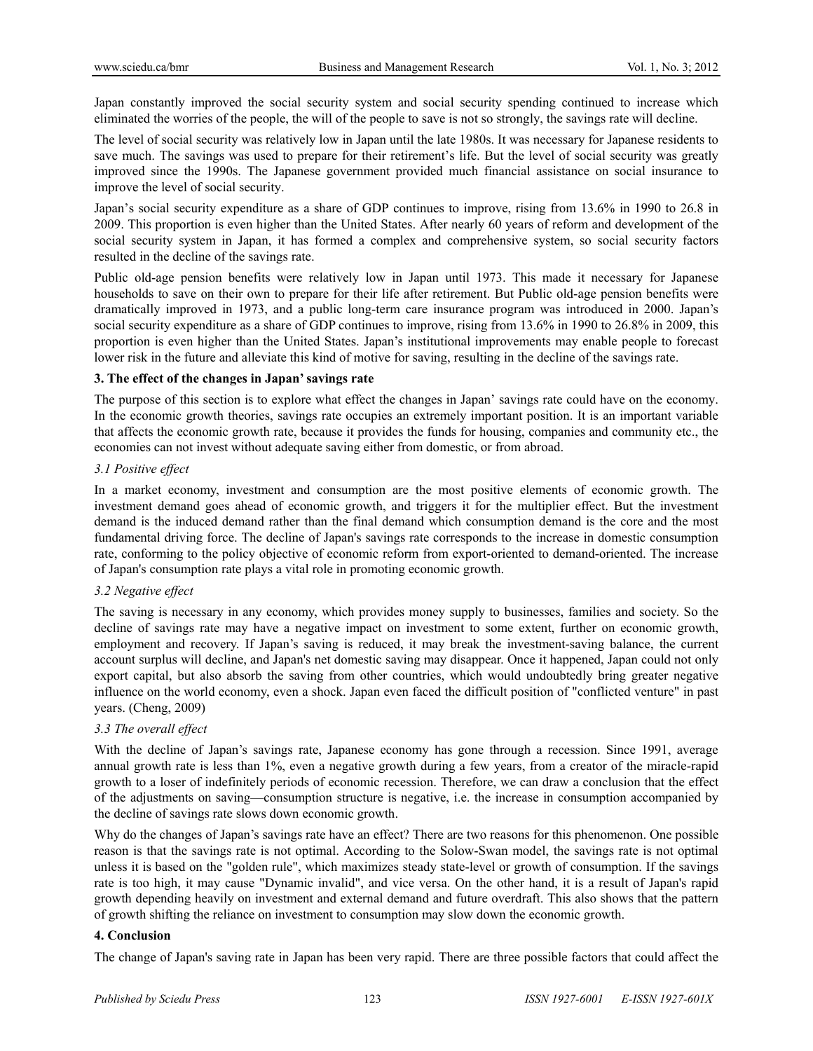Japan constantly improved the social security system and social security spending continued to increase which eliminated the worries of the people, the will of the people to save is not so strongly, the savings rate will decline.

The level of social security was relatively low in Japan until the late 1980s. It was necessary for Japanese residents to save much. The savings was used to prepare for their retirement's life. But the level of social security was greatly improved since the 1990s. The Japanese government provided much financial assistance on social insurance to improve the level of social security.

Japan's social security expenditure as a share of GDP continues to improve, rising from 13.6% in 1990 to 26.8 in 2009. This proportion is even higher than the United States. After nearly 60 years of reform and development of the social security system in Japan, it has formed a complex and comprehensive system, so social security factors resulted in the decline of the savings rate.

Public old-age pension benefits were relatively low in Japan until 1973. This made it necessary for Japanese households to save on their own to prepare for their life after retirement. But Public old-age pension benefits were dramatically improved in 1973, and a public long-term care insurance program was introduced in 2000. Japan's social security expenditure as a share of GDP continues to improve, rising from 13.6% in 1990 to 26.8% in 2009, this proportion is even higher than the United States. Japan's institutional improvements may enable people to forecast lower risk in the future and alleviate this kind of motive for saving, resulting in the decline of the savings rate.

## 3. The effect of the changes in Japan' savings rate

The purpose of this section is to explore what effect the changes in Japan' savings rate could have on the economy. In the economic growth theories, savings rate occupies an extremely important position. It is an important variable that affects the economic growth rate, because it provides the funds for housing, companies and community etc., the economies can not invest without adequate saving either from domestic, or from abroad.

### *3.1 Positive effect*

In a market economy, investment and consumption are the most positive elements of economic growth. The investment demand goes ahead of economic growth, and triggers it for the multiplier effect. But the investment demand is the induced demand rather than the final demand which consumption demand is the core and the most fundamental driving force. The decline of Japan's savings rate corresponds to the increase in domestic consumption rate, conforming to the policy objective of economic reform from export-oriented to demand-oriented. The increase of Japan's consumption rate plays a vital role in promoting economic growth.

### *3.2 Negative effect*

The saving is necessary in any economy, which provides money supply to businesses, families and society. So the decline of savings rate may have a negative impact on investment to some extent, further on economic growth, employment and recovery. If Japan's saving is reduced, it may break the investment-saving balance, the current account surplus will decline, and Japan's net domestic saving may disappear. Once it happened, Japan could not only export capital, but also absorb the saving from other countries, which would undoubtedly bring greater negative influence on the world economy, even a shock. Japan even faced the difficult position of "conflicted venture" in past years. (Cheng, 2009)

### *3.3 The overall effect*

With the decline of Japan's savings rate, Japanese economy has gone through a recession. Since 1991, average annual growth rate is less than 1%, even a negative growth during a few years, from a creator of the miracle-rapid growth to a loser of indefinitely periods of economic recession. Therefore, we can draw a conclusion that the effect of the adjustments on saving—consumption structure is negative, i.e. the increase in consumption accompanied by the decline of savings rate slows down economic growth.

Why do the changes of Japan's savings rate have an effect? There are two reasons for this phenomenon. One possible reason is that the savings rate is not optimal. According to the Solow-Swan model, the savings rate is not optimal unless it is based on the "golden rule", which maximizes steady state-level or growth of consumption. If the savings rate is too high, it may cause "Dynamic invalid", and vice versa. On the other hand, it is a result of Japan's rapid growth depending heavily on investment and external demand and future overdraft. This also shows that the pattern of growth shifting the reliance on investment to consumption may slow down the economic growth.

## 4. Conclusion

The change of Japan's saving rate in Japan has been very rapid. There are three possible factors that could affect the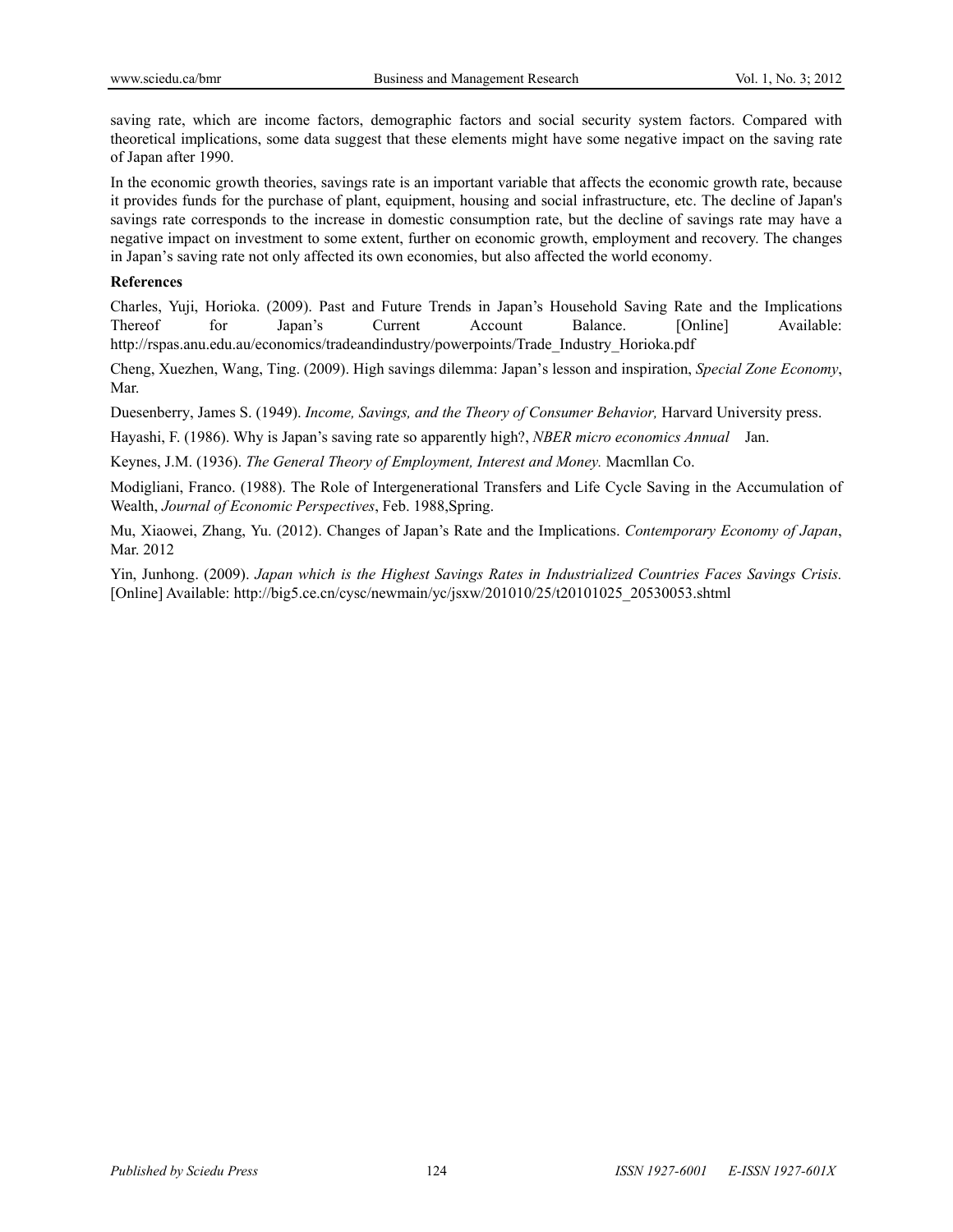saving rate, which are income factors, demographic factors and social security system factors. Compared with theoretical implications, some data suggest that these elements might have some negative impact on the saving rate of Japan after 1990.

In the economic growth theories, savings rate is an important variable that affects the economic growth rate, because it provides funds for the purchase of plant, equipment, housing and social infrastructure, etc. The decline of Japan's savings rate corresponds to the increase in domestic consumption rate, but the decline of savings rate may have a negative impact on investment to some extent, further on economic growth, employment and recovery. The changes in Japan's saving rate not only affected its own economies, but also affected the world economy.

**References**

Charles, Yuji, Horioka. (2009). Past and Future Trends in Japan's Household Saving Rate and the Implications Thereof for Japan's Current Account Balance. [Online] Available: http://rspas.anu.edu.au/economics/tradeandindustry/powerpoints/Trade_Industry_Horioka.pdf

Cheng, Xuezhen, Wang, Ting. (2009). High savings dilemma: Japan's lesson and inspiration, *Special Zone Economy*, Mar.

Duesenberry, James S. (1949). *Income, Savings, and the Theory of Consumer Behavior,* Harvard University press.

Hayashi, F. (1986). Why is Japan's saving rate so apparently high?, *NBER micro economics Annual* Jan.

Keynes, J.M. (1936). *The General Theory of Employment, Interest and Money.* Macmllan Co.

Modigliani, Franco. (1988). The Role of Intergenerational Transfers and Life Cycle Saving in the Accumulation of Wealth, *Journal of Economic Perspectives*, Feb. 1988,Spring.

Mu, Xiaowei, Zhang, Yu. (2012). Changes of Japan's Rate and the Implications. *Contemporary Economy of Japan*, Mar. 2012

Yin, Junhong. (2009). *Japan which is the Highest Savings Rates in Industrialized Countries Faces Savings Crisis.* [Online] Available: http://big5.ce.cn/cysc/newmain/yc/jsxw/201010/25/t20101025_20530053.shtml